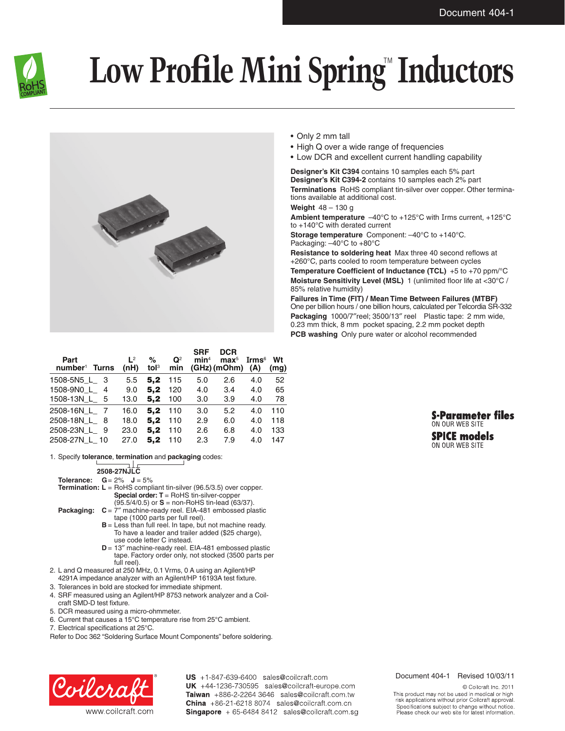# Low Profile Mini Spring™ Inductors

- Only 2 mm tall
- High Q over a wide range of frequencies
- Low DCR and excellent current handling capability

**Designer's Kit C394** contains 10 samples each 5% part
**Designer's Kit C394-2** contains 10 samples each 2% part

**Terminations** RoHS compliant tin-silver over copper. Other terminations available at additional cost.

**Weight** 48 – 130 g

**Ambient temperature** –40°C to +125°C with Irms current, +125°C to +140°C with derated current

**Storage temperature** Component: –40°C to +140°C. Packaging: –40°C to +80°C

**Resistance to soldering heat** Max three 40 second reflows at +260°C, parts cooled to room temperature between cycles

**Temperature Coefficient of Inductance (TCL)** +5 to +70 ppm/°C

**Moisture Sensitivity Level (MSL)** 1 (unlimited floor life at <30°C / 85% relative humidity)

**Failures in Time (FIT) / Mean Time Between Failures (MTBF)**
One per billion hours / one billion hours, calculated per Telcordia SR-332

**Packaging** 1000/7″reel; 3500/13″ reel  Plastic tape: 2 mm wide, 0.23 mm thick, 8 mm pocket spacing, 2.2 mm pocket depth

**PCB washing** Only pure water or alcohol recommended

| Part number[1] | Turns | L[2] (nH) | % tol[3] | Q[2] min | SRF min[4] (GHz) | DCR max[5] (mOhm) | Irms[6] (A) | Wt (mg) |
|---|---|---|---|---|---|---|---|---|
| 1508-5N5_L_ | 3 | 5.5 | **5,2** | 115 | 5.0 | 2.6 | 4.0 | 52 |
| 1508-9N0_L_ | 4 | 9.0 | **5,2** | 120 | 4.0 | 3.4 | 4.0 | 65 |
| 1508-13N_L_ | 5 | 13.0 | **5,2** | 100 | 3.0 | 3.9 | 4.0 | 78 |
| 2508-16N_L_ | 7 | 16.0 | **5,2** | 110 | 3.0 | 5.2 | 4.0 | 110 |
| 2508-18N_L_ | 8 | 18.0 | **5,2** | 110 | 2.9 | 6.0 | 4.0 | 118 |
| 2508-23N_L_ | 9 | 23.0 | **5,2** | 110 | 2.6 | 6.8 | 4.0 | 133 |
| 2508-27N_L_ | 10 | 27.0 | **5,2** | 110 | 2.3 | 7.9 | 4.0 | 147 |

1. Specify **tolerance**, **termination** and **packaging** codes:

   **2508-27NJLC**

   **Tolerance:** **G** = 2% **J** = 5%

   **Termination:** **L** = RoHS compliant tin-silver (96.5/3.5) over copper.
   **Special order: T** = RoHS tin-silver-copper (95.5/4/0.5) or **S** = non-RoHS tin-lead (63/37).

   **Packaging:** **C** = 7″ machine-ready reel. EIA-481 embossed plastic tape (1000 parts per full reel).
   **B** = Less than full reel. In tape, but not machine ready. To have a leader and trailer added ($25 charge), use code letter C instead.
   **D** = 13″ machine-ready reel. EIA-481 embossed plastic tape. Factory order only, not stocked (3500 parts per full reel).
2. L and Q measured at 250 MHz, 0.1 Vrms, 0 A using an Agilent/HP 4291A impedance analyzer with an Agilent/HP 16193A test fixture.
3. Tolerances in bold are stocked for immediate shipment.
4. SRF measured using an Agilent/HP 8753 network analyzer and a Coilcraft SMD-D test fixture.
5. DCR measured using a micro-ohmmeter.
6. Current that causes a 15°C temperature rise from 25°C ambient.
7. Electrical specifications at 25°C.

Refer to Doc 362 "Soldering Surface Mount Components" before soldering.

**S-Parameter files** ON OUR WEB SITE
**SPICE models** ON OUR WEB SITE

**US** +1-847-639-6400 sales@coilcraft.com
**UK** +44-1236-730595 sales@coilcraft-europe.com
**Taiwan** +886-2-2264 3646 sales@coilcraft.com.tw
**China** +86-21-6218 8074 sales@coilcraft.com.cn
**Singapore** + 65-6484 8412 sales@coilcraft.com.sg

www.coilcraft.com

Document 404-1 Revised 10/03/11

© Coilcraft Inc. 2011
This product may not be used in medical or high risk applications without prior Coilcraft approval. Specifications subject to change without notice. Please check our web site for latest information.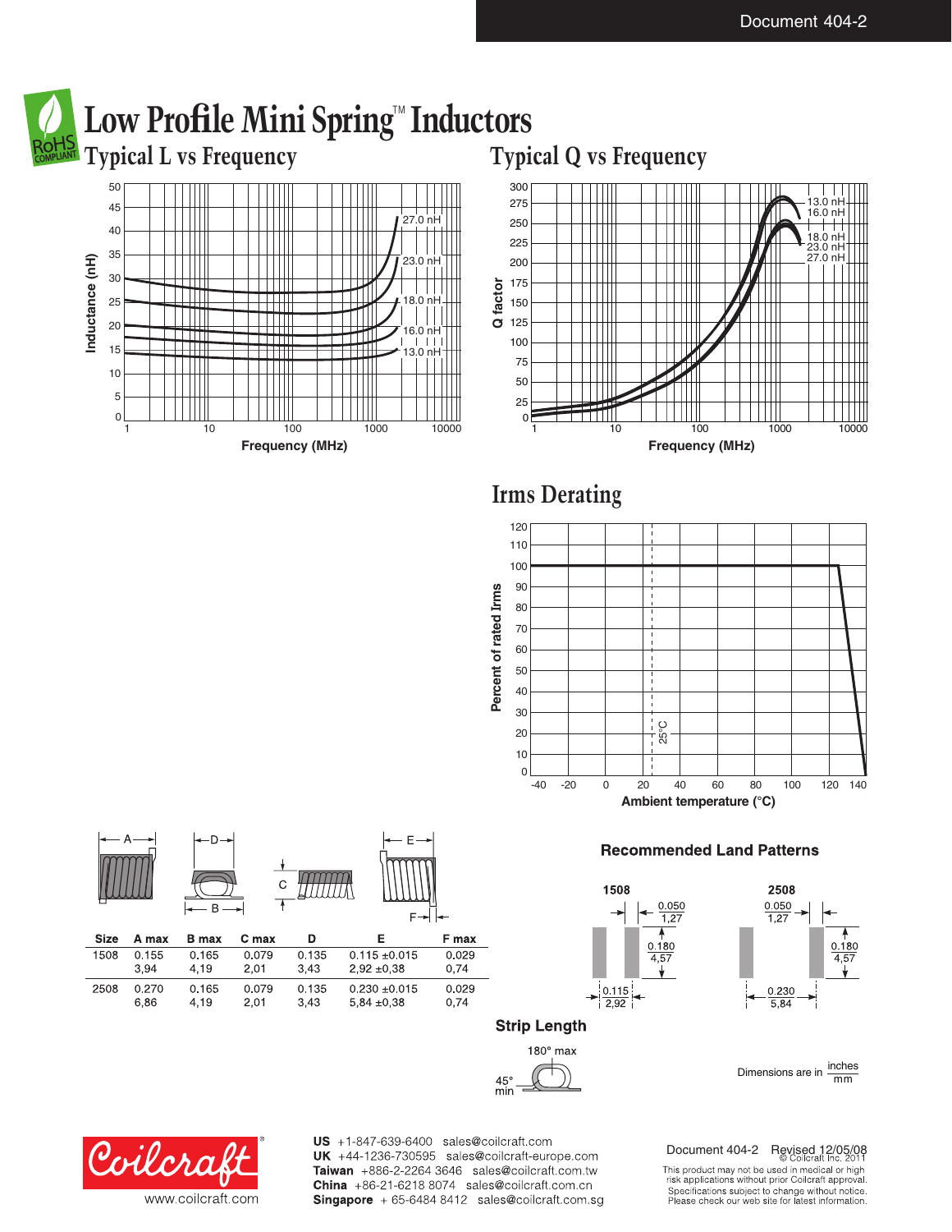# Low Profile Mini Spring™ Inductors

## Typical L vs Frequency

Inductance (nH)

50, 45, 40, 35, 30, 25, 20, 15, 10, 5, 0

27.0 nH
23.0 nH
18.0 nH
16.0 nH
13.0 nH

1, 10, 100, 1000, 10000

Frequency (MHz)

## Typical Q vs Frequency

Q factor

300, 275, 250, 225, 200, 175, 150, 125, 100, 75, 50, 25, 0

13.0 nH
16.0 nH
18.0 nH
23.0 nH
27.0 nH

1, 10, 100, 1000, 10000

Frequency (MHz)

## Irms Derating

Percent of rated Irms

120, 110, 100, 90, 80, 70, 60, 50, 40, 30, 20, 10, 0

25°C

-40, -20, 0, 20, 40, 60, 80, 100, 120, 140

Ambient temperature (°C)

A, B, C, D, E, F

| Size | A max | B max | C max | D | E | F max |
|---|---|---|---|---|---|---|
| 1508 | 0.155<br>3,94 | 0.165<br>4,19 | 0.079<br>2,01 | 0.135<br>3,43 | 0.115 ±0.015<br>2,92 ±0,38 | 0.029<br>0,74 |
| 2508 | 0.270<br>6,86 | 0.165<br>4,19 | 0.079<br>2,01 | 0.135<br>3,43 | 0.230 ±0.015<br>5,84 ±0,38 | 0.029<br>0,74 |

### Recommended Land Patterns

**1508**

0.050
1,27

0.180
4,57

0.115
2,92

**2508**

0.050
1,27

0.180
4,57

0.230
5,84

### Strip Length

180° max

45° min

Dimensions are in inches / mm

US +1-847-639-6400 sales@coilcraft.com
UK +44-1236-730595 sales@coilcraft-europe.com
Taiwan +886-2-2264 3646 sales@coilcraft.com.tw
China +86-21-6218 8074 sales@coilcraft.com.cn
Singapore + 65-6484 8412 sales@coilcraft.com.sg

www.coilcraft.com

Document 404-2 Revised 12/05/08

© Coilcraft Inc. 2011

This product may not be used in medical or high risk applications without prior Coilcraft approval.
Specifications subject to change without notice.
Please check our web site for latest information.